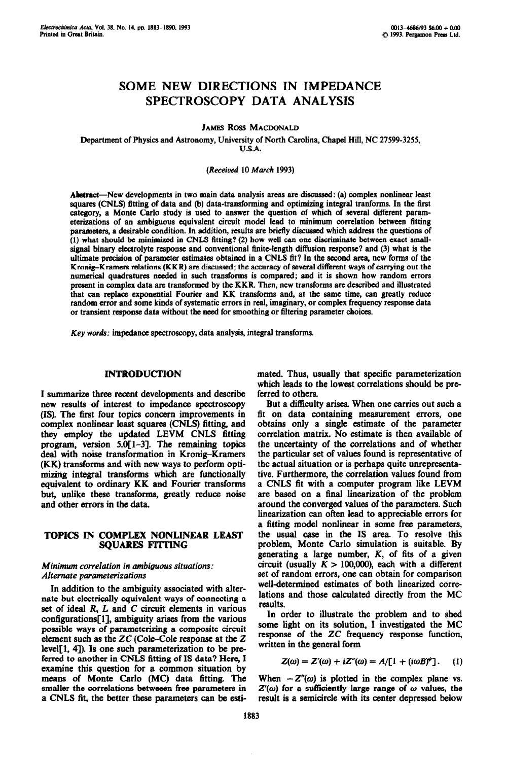# SOME NEW DIRECTIONS IN IMPEDANCE SPECTROSCOPY DATA ANALYSIS

JAMES ROSS MACDONALD

Department of Physics and Astronomy, University of North Carolina, Chapel Hill, NC 27599-3255, U.S.A.

(*Received* 10 *March* 1993)

**Abstract**—New developments in two main data analysis areas are discussed: (a) complex nonlinear least squares (CNLS) fitting of data and (b) data-transforming and optimizing integral tranforms. In the first category, a Monte Carlo study is used to answer the question of which of several different parameterizations of an ambiguous equivalent circuit model lead to minimum correlation between fitting parameters, a desirable condition. In addition, results are briefly discussed which address the questions of (1) what should be minimized in CNLS fitting? (2) how well can one discriminate between exact small-signal binary electrolyte response and conventional finite-length diffusion response? and (3) what is the ultimate precision of parameter estimates obtained in a CNLS fit? In the second area, new forms of the Kronig–Kramers relations (KKR) are discussed; the accuracy of several different ways of carrying out the numerical quadratures needed in such transforms is compared; and it is shown how random errors present in complex data are transformed by the KKR. Then, new transforms are described and illustrated that can replace exponential Fourier and KK transforms and, at the same time, can greatly reduce random error and some kinds of systematic errors in real, imaginary, or complex frequency response data or transient response data without the need for smoothing or filtering parameter choices.

*Key words:* impedance spectroscopy, data analysis, integral transforms.

## INTRODUCTION

I summarize three recent developments and describe new results of interest to impedance spectroscopy (IS). The first four topics concern improvements in complex nonlinear least squares (CNLS) fitting, and they employ the updated LEVM CNLS fitting program, version 5.0[1–3]. The remaining topics deal with noise transformation in Kronig–Kramers (KK) transforms and with new ways to perform optimizing integral transforms which are functionally equivalent to ordinary KK and Fourier transforms but, unlike these transforms, greatly reduce noise and other errors in the data.

## TOPICS IN COMPLEX NONLINEAR LEAST SQUARES FITTING

### *Minimum correlation in ambiguous situations: Alternate parameterizations*

In addition to the ambiguity associated with alternate but electrically equivalent ways of connecting a set of ideal *R*, *L* and *C* circuit elements in various configurations[1], ambiguity arises from the various possible ways of parameterizing a composite circuit element such as the *ZC* (Cole–Cole response at the *Z* level[1, 4]). Is one such parameterization to be preferred to another in CNLS fitting of IS data? Here, I examine this question for a common situation by means of Monte Carlo (MC) data fitting. The smaller the correlations betweeen free parameters in a CNLS fit, the better these parameters can be estimated. Thus, usually that specific parameterization which leads to the lowest correlations should be preferred to others.

But a difficulty arises. When one carries out such a fit on data containing measurement errors, one obtains only a single estimate of the parameter correlation matrix. No estimate is then available of the uncertainty of the correlations and of whether the particular set of values found is representative of the actual situation or is perhaps quite unrepresentative. Furthermore, the correlation values found from a CNLS fit with a computer program like LEVM are based on a final linearization of the problem around the converged values of the parameters. Such linearization can often lead to appreciable errors for a fitting model nonlinear in some free parameters, the usual case in the IS area. To resolve this problem, Monte Carlo simulation is suitable. By generating a large number, *K*, of fits of a given circuit (usually $K > 100{,}000$), each with a different set of random errors, one can obtain for comparison well-determined estimates of both linearized correlations and those calculated directly from the MC results.

In order to illustrate the problem and to shed some light on its solution, I investigated the MC response of the *ZC* frequency response function, written in the general form

$$Z(\omega) = Z'(\omega) + iZ''(\omega) = A/[1 + (i\omega B)^{\psi}]. \quad (1)$$

When $-Z''(\omega)$ is plotted in the complex plane vs. $Z'(\omega)$ for a sufficiently large range of $\omega$ values, the result is a semicircle with its center depressed below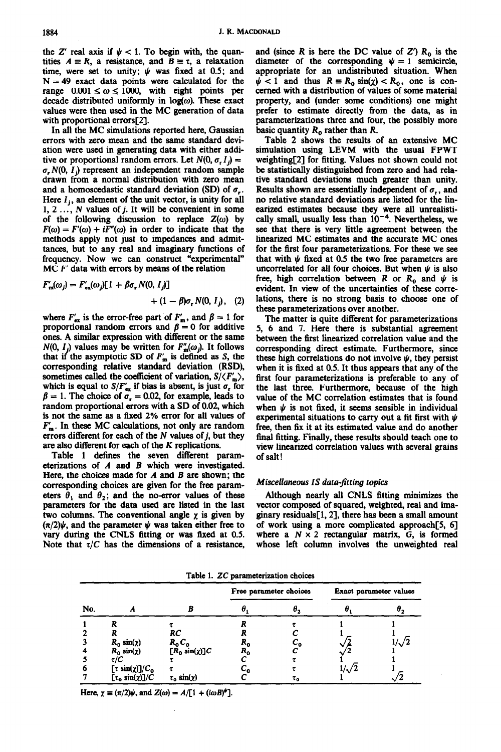the $Z'$ real axis if $\psi < 1$. To begin with, the quantities $A \equiv R$, a resistance, and $B \equiv \tau$, a relaxation time, were set to unity; $\psi$ was fixed at 0.5; and $N = 49$ exact data points were calculated for the range $0.001 \leq \omega \leq 1000$, with eight points per decade distributed uniformly in $\log(\omega)$. These exact values were then used in the MC generation of data with proportional errors[2].

In all the MC simulations reported here, Gaussian errors with zero mean and the same standard deviation were used in generating data with either additive or proportional random errors. Let $N(0, \sigma_r I_j) = \sigma_r N(0, I_j)$ represent an independent random sample drawn from a normal distribution with zero mean and a homoscedastic standard deviation (SD) of $\sigma_r$. Here $I_j$, an element of the unit vector, is unity for all $1, 2 \ldots, N$ values of $j$. It will be convenient in some of the following discussion to replace $Z(\omega)$ by $F(\omega) = F'(\omega) + iF''(\omega)$ in order to indicate that the methods apply not just to impedances and admittances, but to any real and imaginary functions of frequency. Now we can construct "experimental" MC $F'$ data with errors by means of the relation

$$F'_m(\omega_j) = F'_{ex}(\omega_j)[1 + \beta\sigma_r N(0, I_j)] + (1 - \beta)\sigma_r N(0, I_j), \quad (2)$$

where $F'_{ex}$ is the error-free part of $F'_m$, and $\beta = 1$ for proportional random errors and $\beta = 0$ for additive ones. A similar expression with different or the same $N(0, I_j)$ values may be written for $F''_m(\omega_j)$. It follows that if the asymptotic SD of $F'_m$ is defined as $S$, the corresponding relative standard deviation (RSD), sometimes called the coefficient of variation, $S/\langle F'_m \rangle$, which is equal to $S/F'_{ex}$ if bias is absent, is just $\sigma_r$ for $\beta = 1$. The choice of $\sigma_r = 0.02$, for example, leads to random proportional errors with a SD of 0.02, which is not the same as a fixed 2% error for all values of $F'_m$. In these MC calculations, not only are random errors different for each of the $N$ values of $j$, but they are also different for each of the $K$ replications.

Table 1 defines the seven different parameterizations of $A$ and $B$ which were investigated. Here, the choices made for $A$ and $B$ are shown; the corresponding choices are given for the free parameters $\theta_1$ and $\theta_2$; and the no-error values of these parameters for the data used are listed in the last two columns. The conventional angle $\chi$ is given by $(\pi/2)\psi$, and the parameter $\psi$ was taken either free to vary during the CNLS fitting or was fixed at 0.5. Note that $\tau/C$ has the dimensions of a resistance, and (since $R$ is here the DC value of $Z'$) $R_0$ is the diameter of the corresponding $\psi = 1$ semicircle, appropriate for an undistributed situation. When $\psi < 1$ and thus $R \equiv R_0 \sin(\chi) < R_0$, one is concerned with a distribution of values of some material property, and (under some conditions) one might prefer to estimate directly from the data, as in parameterizations three and four, the possibly more basic quantity $R_0$ rather than $R$.

Table 2 shows the results of an extensive MC simulation using LEVM with the usual FPWT weighting[2] for fitting. Values not shown could not be statistically distinguished from zero and had relative standard deviations much greater than unity. Results shown are essentially independent of $\sigma_r$, and no relative standard deviations are listed for the linearized estimates because they were all unrealistically small, usually less than $10^{-4}$. Nevertheless, we see that there is very little agreement between the linearized MC estimates and the accurate MC ones for the first four parameterizations. For these we see that with $\psi$ fixed at 0.5 the two free parameters are uncorrelated for all four choices. But when $\psi$ is also free, high correlation between $R$ or $R_0$ and $\psi$ is evident. In view of the uncertainties of these correlations, there is no strong basis to choose one of these parameterizations over another.

The matter is quite different for parameterizations 5, 6 and 7. Here there is substantial agreement between the first linearized correlation value and the corresponding direct estimate. Furthermore, since these high correlations do not involve $\psi$, they persist when it is fixed at 0.5. It thus appears that any of the first four parameterizations is preferable to any of the last three. Furthermore, because of the high value of the MC correlation estimates that is found when $\psi$ is not fixed, it seems sensible in individual experimental situations to carry out a fit first with $\psi$ free, then fix it at its estimated value and do another final fitting. Finally, these results should teach one to view linearized correlation values with several grains of salt!

### *Miscellaneous IS data-fitting topics*

Although nearly all CNLS fitting minimizes the vector composed of squared, weighted, real and imaginary residuals[1, 2], there has been a small amount of work using a more complicated approach[5, 6] where a $N \times 2$ rectangular matrix, $G$, is formed whose left column involves the unweighted real

Table 1. $ZC$ parameterization choices

| | | | Free parameter choices | | Exact parameter values | |
|---|---|---|---|---|---|---|
| No. | $A$ | $B$ | $\theta_1$ | $\theta_2$ | $\theta_1$ | $\theta_2$ |
| 1 | $R$ | $\tau$ | $R$ | $\tau$ | 1 | 1 |
| 2 | $R$ | $RC$ | $R$ | $C$ | 1 | 1 |
| 3 | $R_0 \sin(\chi)$ | $R_0 C_0$ | $R_0$ | $C_0$ | $\sqrt{2}$ | $1/\sqrt{2}$ |
| 4 | $R_0 \sin(\chi)$ | $[R_0 \sin(\chi)]C$ | $R_0$ | $C$ | $\sqrt{2}$ | 1 |
| 5 | $\tau/C$ | $\tau$ | $C$ | $\tau$ | 1 | 1 |
| 6 | $[\tau \sin(\chi)]/C_0$ | $\tau$ | $C_0$ | $\tau$ | $1/\sqrt{2}$ | 1 |
| 7 | $[\tau_0 \sin(\chi)]/C$ | $\tau_0 \sin(\chi)$ | $C$ | $\tau_0$ | 1 | $\sqrt{2}$ |

Here, $\chi \equiv (\pi/2)\psi$, and $Z(\omega) = A/[1 + (i\omega B)^\psi]$.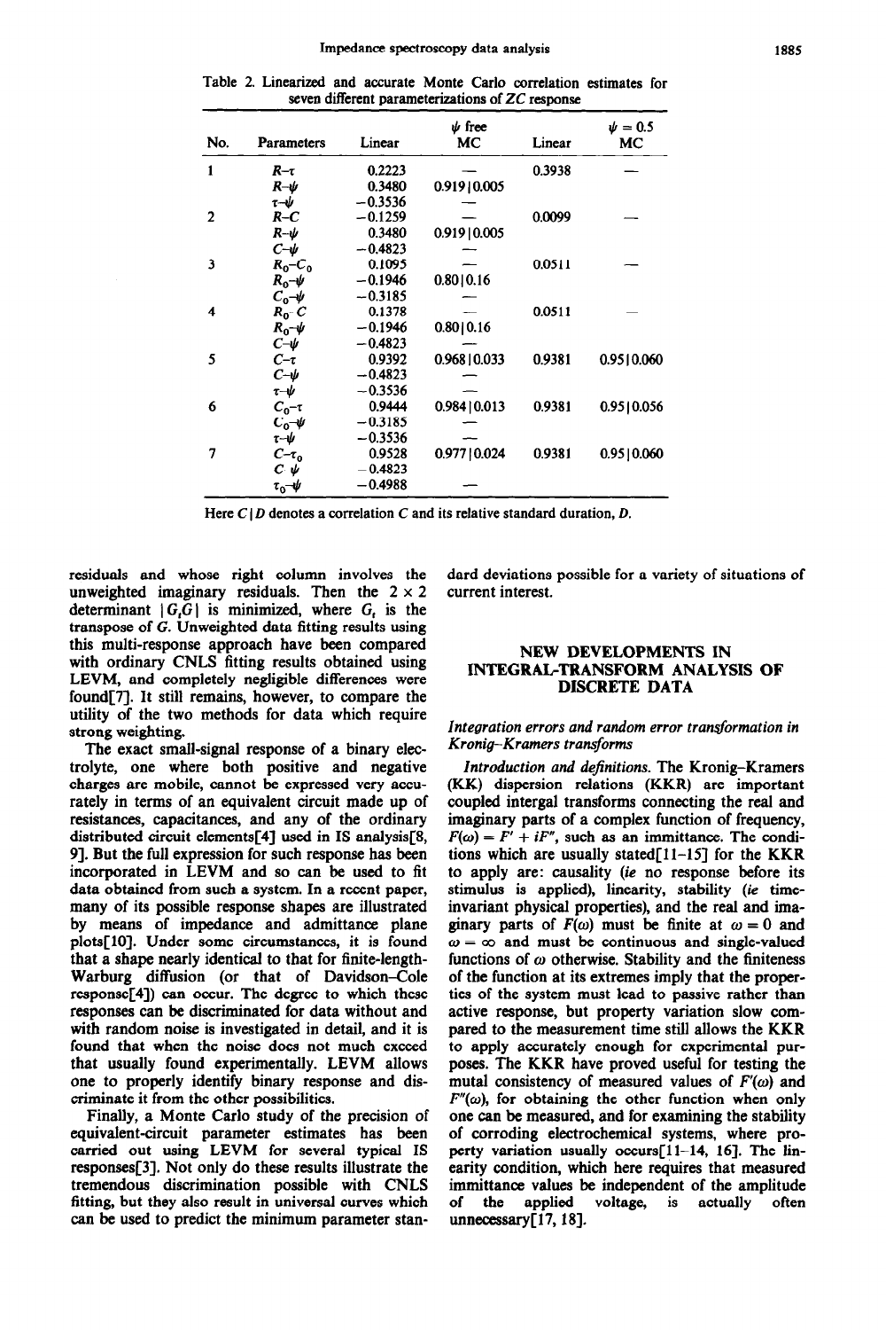Table 2. Linearized and accurate Monte Carlo correlation estimates for seven different parameterizations of $ZC$ response

| No. | Parameters | Linear | $\psi$ free MC | Linear | $\psi = 0.5$ MC |
|---|---|---|---|---|---|
| 1 | $R$–$\tau$ | 0.2223 | — | 0.3938 | — |
| | $R$–$\psi$ | 0.3480 | 0.919 \| 0.005 | | |
| | $\tau$–$\psi$ | −0.3536 | — | | |
| 2 | $R$–$C$ | −0.1259 | — | 0.0099 | — |
| | $R$–$\psi$ | 0.3480 | 0.919 \| 0.005 | | |
| | $C$–$\psi$ | −0.4823 | — | | |
| 3 | $R_0$–$C_0$ | 0.1095 | — | 0.0511 | — |
| | $R_0$–$\psi$ | −0.1946 | 0.80 \| 0.16 | | |
| | $C_0$–$\psi$ | −0.3185 | — | | |
| 4 | $R_0$–$C$ | 0.1378 | — | 0.0511 | — |
| | $R_0$–$\psi$ | −0.1946 | 0.80 \| 0.16 | | |
| | $C$–$\psi$ | −0.4823 | — | | |
| 5 | $C$–$\tau$ | 0.9392 | 0.968 \| 0.033 | 0.9381 | 0.951 \| 0.060 |
| | $C$–$\psi$ | −0.4823 | — | | |
| | $\tau$–$\psi$ | −0.3536 | — | | |
| 6 | $C_0$–$\tau$ | 0.9444 | 0.984 \| 0.013 | 0.9381 | 0.95 \| 0.056 |
| | $C_0$–$\psi$ | −0.3185 | — | | |
| | $\tau$–$\psi$ | −0.3536 | — | | |
| 7 | $C$–$\tau_0$ | 0.9528 | 0.977 \| 0.024 | 0.9381 | 0.95 \| 0.060 |
| | $C$–$\psi$ | −0.4823 | | | |
| | $\tau_0$–$\psi$ | −0.4988 | — | | |

Here $C \mid D$ denotes a correlation $C$ and its relative standard duration, $D$.

residuals and whose right column involves the unweighted imaginary residuals. Then the $2 \times 2$ determinant $|G_t G|$ is minimized, where $G_t$ is the transpose of $G$. Unweighted data fitting results using this multi-response approach have been compared with ordinary CNLS fitting results obtained using LEVM, and completely negligible differences were found[7]. It still remains, however, to compare the utility of the two methods for data which require strong weighting.

The exact small-signal response of a binary electrolyte, one where both positive and negative charges are mobile, cannot be expressed very accurately in terms of an equivalent circuit made up of resistances, capacitances, and any of the ordinary distributed circuit elements[4] used in IS analysis[8, 9]. But the full expression for such response has been incorporated in LEVM and so can be used to fit data obtained from such a system. In a recent paper, many of its possible response shapes are illustrated by means of impedance and admittance plane plots[10]. Under some circumstances, it is found that a shape nearly identical to that for finite-length-Warburg diffusion (or that of Davidson–Cole response[4]) can occur. The degree to which these responses can be discriminated for data without and with random noise is investigated in detail, and it is found that when the noise does not much exceed that usually found experimentally. LEVM allows one to properly identify binary response and discriminate it from the other possibilities.

Finally, a Monte Carlo study of the precision of equivalent-circuit parameter estimates has been carried out using LEVM for several typical IS responses[3]. Not only do these results illustrate the tremendous discrimination possible with CNLS fitting, but they also result in universal curves which can be used to predict the minimum parameter standard deviations possible for a variety of situations of current interest.

## NEW DEVELOPMENTS IN INTEGRAL-TRANSFORM ANALYSIS OF DISCRETE DATA

### *Integration errors and random error transformation in Kronig–Kramers transforms*

*Introduction and definitions.* The Kronig–Kramers (KK) dispersion relations (KKR) are important coupled intergal transforms connecting the real and imaginary parts of a complex function of frequency, $F(\omega) = F' + iF''$, such as an immittance. The conditions which are usually stated[11–15] for the KKR to apply are: causality (*ie* no response before its stimulus is applied), linearity, stability (*ie* time-invariant physical properties), and the real and imaginary parts of $F(\omega)$ must be finite at $\omega = 0$ and $\omega = \infty$ and must be continuous and single-valued functions of $\omega$ otherwise. Stability and the finiteness of the function at its extremes imply that the properties of the system must lead to passive rather than active response, but property variation slow compared to the measurement time still allows the KKR to apply accurately enough for experimental purposes. The KKR have proved useful for testing the mutal consistency of measured values of $F'(\omega)$ and $F''(\omega)$, for obtaining the other function when only one can be measured, and for examining the stability of corroding electrochemical systems, where property variation usually occurs[11–14, 16]. The linearity condition, which here requires that measured immittance values be independent of the amplitude of the applied voltage, is actually often unnecessary[17, 18].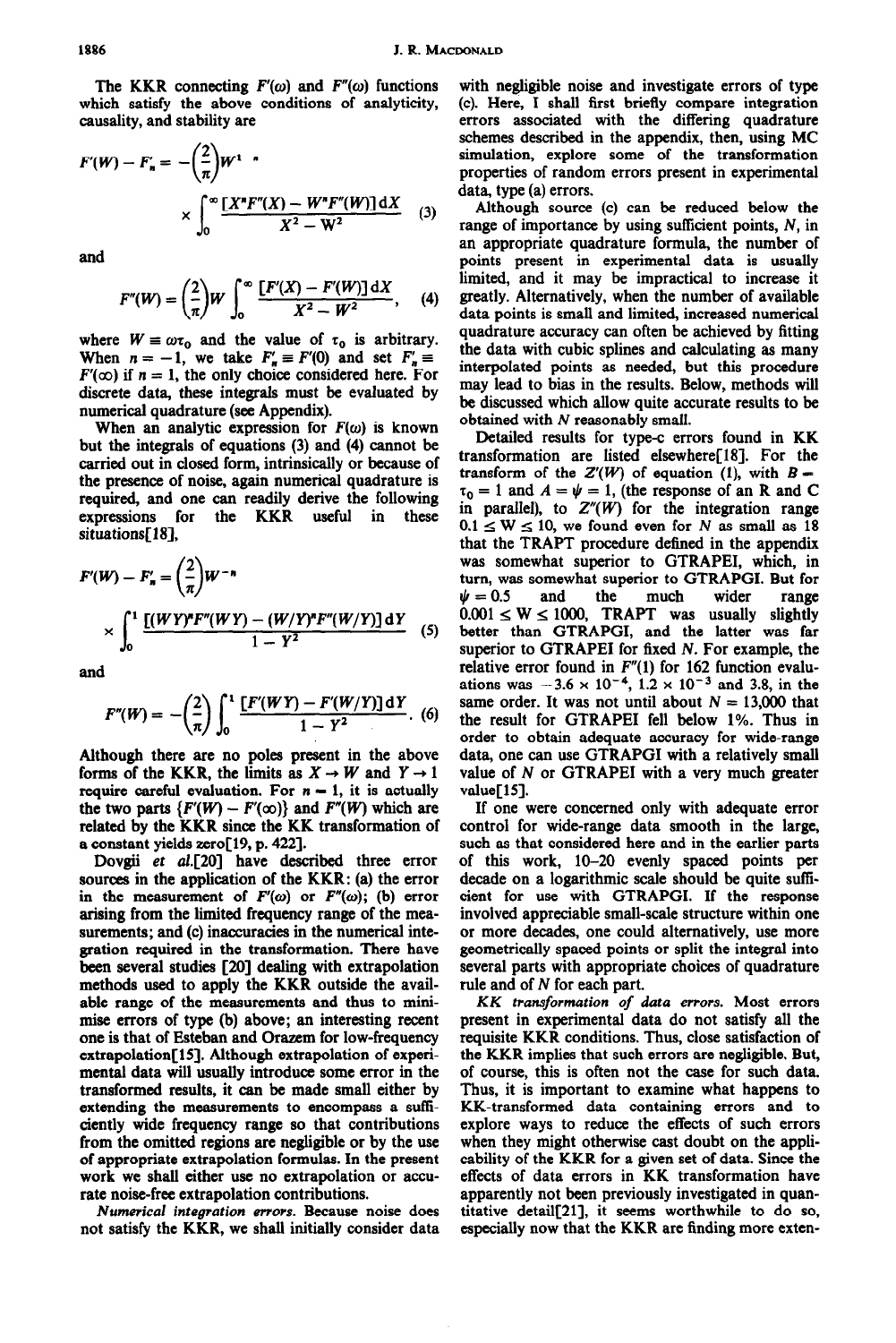The KKR connecting $F'(\omega)$ and $F''(\omega)$ functions which satisfy the above conditions of analyticity, causality, and stability are

$$F'(W) - F'_n = -\left(\frac{2}{\pi}\right)W^{1-n} \times \int_0^\infty \frac{[X^n F''(X) - W^n F''(W)]\,\mathrm{d}X}{X^2 - W^2} \tag{3}$$

and

$$F''(W) = \left(\frac{2}{\pi}\right)W \int_0^\infty \frac{[F'(X) - F'(W)]\,\mathrm{d}X}{X^2 - W^2}, \tag{4}$$

where $W \equiv \omega\tau_0$ and the value of $\tau_0$ is arbitrary. When $n = -1$, we take $F'_n \equiv F'(0)$ and set $F'_n \equiv F'(\infty)$ if $n = 1$, the only choice considered here. For discrete data, these integrals must be evaluated by numerical quadrature (see Appendix).

When an analytic expression for $F(\omega)$ is known but the integrals of equations (3) and (4) cannot be carried out in closed form, intrinsically or because of the presence of noise, again numerical quadrature is required, and one can readily derive the following expressions for the KKR useful in these situations[18],

$$F'(W) - F'_n = \left(\frac{2}{\pi}\right)W^{-n} \times \int_0^1 \frac{[(WY)^n F''(WY) - (W/Y)^n F''(W/Y)]\,\mathrm{d}Y}{1 - Y^2} \tag{5}$$

and

$$F''(W) = -\left(\frac{2}{\pi}\right)\int_0^1 \frac{[F'(WY) - F'(W/Y)]\,\mathrm{d}Y}{1 - Y^2}. \tag{6}$$

Although there are no poles present in the above forms of the KKR, the limits as $X \to W$ and $Y \to 1$ require careful evaluation. For $n = 1$, it is actually the two parts $\{F'(W) - F'(\infty)\}$ and $F''(W)$ which are related by the KKR since the KK transformation of a constant yields zero[19, p. 422].

Dovgii *et al.*[20] have described three error sources in the application of the KKR: (a) the error in the measurement of $F'(\omega)$ or $F''(\omega)$; (b) error arising from the limited frequency range of the measurements; and (c) inaccuracies in the numerical integration required in the transformation. There have been several studies [20] dealing with extrapolation methods used to apply the KKR outside the available range of the measurements and thus to minimise errors of type (b) above; an interesting recent one is that of Esteban and Orazem for low-frequency extrapolation[15]. Although extrapolation of experimental data will usually introduce some error in the transformed results, it can be made small either by extending the measurements to encompass a sufficiently wide frequency range so that contributions from the omitted regions are negligible or by the use of appropriate extrapolation formulas. In the present work we shall either use no extrapolation or accurate noise-free extrapolation contributions.

*Numerical integration errors.* Because noise does not satisfy the KKR, we shall initially consider data with negligible noise and investigate errors of type (c). Here, I shall first briefly compare integration errors associated with the differing quadrature schemes described in the appendix, then, using MC simulation, explore some of the transformation properties of random errors present in experimental data, type (a) errors.

Although source (c) can be reduced below the range of importance by using sufficient points, $N$, in an appropriate quadrature formula, the number of points present in experimental data is usually limited, and it may be impractical to increase it greatly. Alternatively, when the number of available data points is small and limited, increased numerical quadrature accuracy can often be achieved by fitting the data with cubic splines and calculating as many interpolated points as needed, but this procedure may lead to bias in the results. Below, methods will be discussed which allow quite accurate results to be obtained with $N$ reasonably small.

Detailed results for type-c errors found in KK transformation are listed elsewhere[18]. For the transform of the $Z'(W)$ of equation (1), with $B = \tau_0 = 1$ and $A = \psi = 1$, (the response of an R and C in parallel), to $Z''(W)$ for the integration range $0.1 \le W \le 10$, we found even for $N$ as small as 18 that the TRAPT procedure defined in the appendix was somewhat superior to GTRAPEI, which, in turn, was somewhat superior to GTRAPGI. But for $\psi = 0.5$ and the much wider range $0.001 \le W \le 1000$, TRAPT was usually slightly better than GTRAPGI, and the latter was far superior to GTRAPEI for fixed $N$. For example, the relative error found in $F''(1)$ for 162 function evaluations was $-3.6 \times 10^{-4}$, $1.2 \times 10^{-3}$ and 3.8, in the same order. It was not until about $N = 13{,}000$ that the result for GTRAPEI fell below 1%. Thus in order to obtain adequate accuracy for wide-range data, one can use GTRAPGI with a relatively small value of $N$ or GTRAPEI with a very much greater value[15].

If one were concerned only with adequate error control for wide-range data smooth in the large, such as that considered here and in the earlier parts of this work, 10–20 evenly spaced points per decade on a logarithmic scale should be quite sufficient for use with GTRAPGI. If the response involved appreciable small-scale structure within one or more decades, one could alternatively, use more geometrically spaced points or split the integral into several parts with appropriate choices of quadrature rule and of $N$ for each part.

*KK transformation of data errors.* Most errors present in experimental data do not satisfy all the requisite KKR conditions. Thus, close satisfaction of the KKR implies that such errors are negligible. But, of course, this is often not the case for such data. Thus, it is important to examine what happens to KK-transformed data containing errors and to explore ways to reduce the effects of such errors when they might otherwise cast doubt on the applicability of the KKR for a given set of data. Since the effects of data errors in KK transformation have apparently not been previously investigated in quantitative detail[21], it seems worthwhile to do so, especially now that the KKR are finding more exten-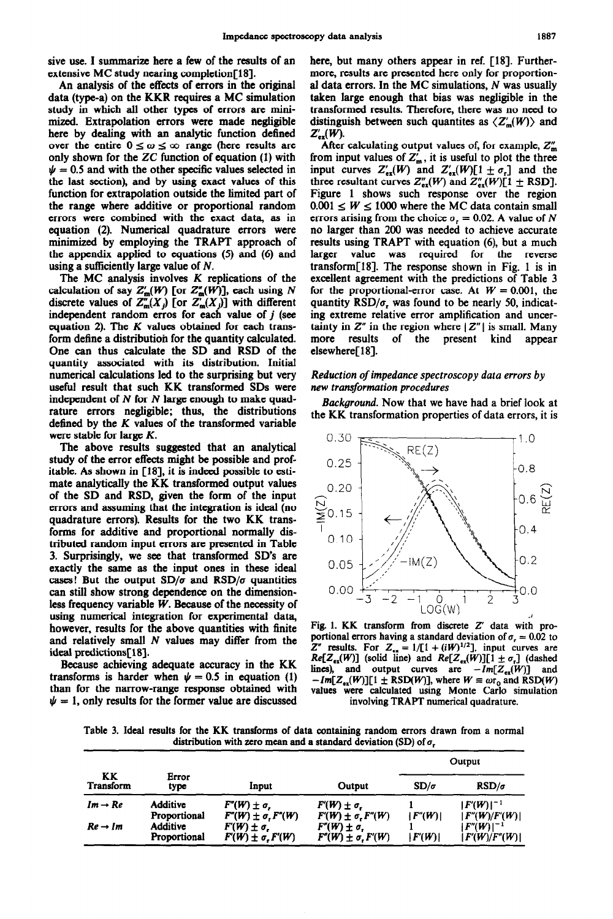sive use. I summarize here a few of the results of an extensive MC study nearing completion[18].

An analysis of the effects of errors in the original data (type-a) on the KKR requires a MC simulation study in which all other types of errors are minimized. Extrapolation errors were made negligible here by dealing with an analytic function defined over the entire $0 \leq \omega \leq \infty$ range (here results are only shown for the ZC function of equation (1) with $\psi = 0.5$ and with the other specific values selected in the last section), and by using exact values of this function for extrapolation outside the limited part of the range where additive or proportional random errors were combined with the exact data, as in equation (2). Numerical quadrature errors were minimized by employing the TRAPT approach of the appendix applied to equations (5) and (6) and using a sufficiently large value of $N$.

The MC analysis involves $K$ replications of the calculation of say $Z'_m(W)$ [or $Z''_m(W)$], each using $N$ discrete values of $Z''_m(X_j)$ [or $Z'_m(X_j)$] with different independent random erros for each value of $j$ (see equation 2). The $K$ values obtained for each transform define a distribution for the quantity calculated. One can thus calculate the SD and RSD of the quantity associated with its distribution. Initial numerical calculations led to the surprising but very useful result that such KK transformed SDs were independent of $N$ for $N$ large enough to make quadrature errors negligible; thus, the distributions defined by the $K$ values of the transformed variable were stable for large $K$.

The above results suggested that an analytical study of the error effects might be possible and profitable. As shown in [18], it is indeed possible to estimate analytically the KK transformed output values of the SD and RSD, given the form of the input errors and assuming that the integration is ideal (no quadrature errors). Results for the two KK transforms for additive and proportional normally distributed random input errors are presented in Table 3. Surprisingly, we see that transformed SD's are exactly the same as the input ones in these ideal cases! But the output SD/$\sigma$ and RSD/$\sigma$ quantities can still show strong dependence on the dimensionless frequency variable $W$. Because of the necessity of using numerical integration for experimental data, however, results for the above quantities with finite and relatively small $N$ values may differ from the ideal predictions[18].

Because achieving adequate accuracy in the KK transforms is harder when $\psi = 0.5$ in equation (1) than for the narrow-range response obtained with $\psi = 1$, only results for the former value are discussed here, but many others appear in ref. [18]. Furthermore, results are presented here only for proportional data errors. In the MC simulations, $N$ was usually taken large enough that bias was negligible in the transformed results. Therefore, there was no need to distinguish between such quantites as $\langle Z'_m(W)\rangle$ and $Z'_{ex}(W)$.

After calculating output values of, for example, $Z''_m$ from input values of $Z'_m$, it is useful to plot the three input curves $Z'_{ex}(W)$ and $Z'_{ex}(W)[1 \pm \sigma_r]$ and the three resultant curves $Z''_{ex}(W)$ and $Z''_{ex}(W)[1 \pm \text{RSD}]$. Figure 1 shows such response over the region $0.001 \leq W \leq 1000$ where the MC data contain small errors arising from the choice $\sigma_r = 0.02$. A value of $N$ no larger than 200 was needed to achieve accurate results using TRAPT with equation (6), but a much larger value was required for the reverse transform[18]. The response shown in Fig. 1 is in excellent agreement with the predictions of Table 3 for the proportional-error case. At $W = 0.001$, the quantity RSD/$\sigma_r$ was found to be nearly 50, indicating extreme relative error amplification and uncertainty in $Z''$ in the region where $|Z''|$ is small. Many more results of the present kind appear elsewhere[18].

### Reduction of impedance spectroscopy data errors by new transformation procedures

*Background.* Now that we have had a brief look at the KK transformation properties of data errors, it is

Fig. 1. KK transform from discrete $Z'$ data with proportional errors having a standard deviation of $\sigma_r = 0.02$ to $Z''$ results. For $Z_{ex} = 1/[1 + (iW)^{1/2}]$, input curves are $Re[Z_{ex}(W)]$ (solid line) and $Re[Z_{ex}(W)][1 \pm \sigma_r]$ (dashed lines), and output curves are $-Im[Z_{ex}(W)]$ and $-Im[Z_{ex}(W)][1 \pm \text{RSD}(W)]$, where $W \equiv \omega\tau_0$ and RSD($W$) values were calculated using Monte Carlo simulation involving TRAPT numerical quadrature.

Table 3. Ideal results for the KK transforms of data containing random errors drawn from a normal distribution with zero mean and a standard deviation (SD) of $\sigma_r$

| KK Transform | Error type | Input | Output | Output SD/$\sigma$ | Output RSD/$\sigma$ |
|---|---|---|---|---|---|
| $Im \rightarrow Re$ | Additive | $F''(W) \pm \sigma_r$ | $F'(W) \pm \sigma_r$ | 1 | $\lvert F'(W)\rvert^{-1}$ |
| | Proportional | $F''(W) \pm \sigma_r F''(W)$ | $F'(W) \pm \sigma_r F''(W)$ | $\lvert F''(W)\rvert$ | $\lvert F''(W)/F'(W)\rvert$ |
| $Re \rightarrow Im$ | Additive | $F'(W) \pm \sigma_r$ | $F''(W) \pm \sigma_r$ | 1 | $\lvert F''(W)\rvert^{-1}$ |
| | Proportional | $F'(W) \pm \sigma_r F'(W)$ | $F''(W) \pm \sigma_r F'(W)$ | $\lvert F'(W)\rvert$ | $\lvert F'(W)/F''(W)\rvert$ |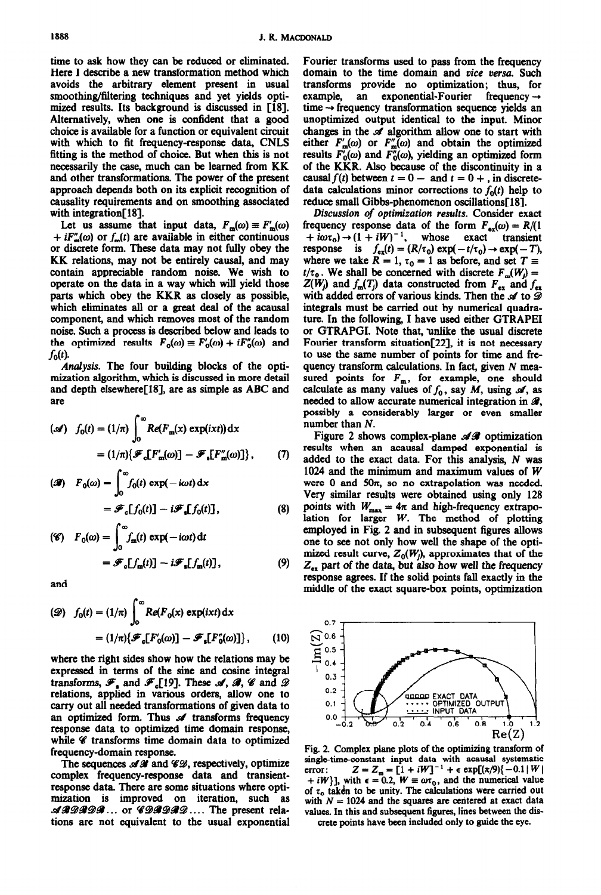time to ask how they can be reduced or eliminated. Here I describe a new transformation method which avoids the arbitrary element present in usual smoothing/filtering techniques and yet yields optimized results. Its background is discussed in [18]. Alternatively, when one is confident that a good choice is available for a function or equivalent circuit with which to fit frequency-response data, CNLS fitting is the method of choice. But when this is not necessarily the case, much can be learned from KK and other transformations. The power of the present approach depends both on its explicit recognition of causality requirements and on smoothing associated with integration[18].

Let us assume that input data, $F_m(\omega) \equiv F'_m(\omega) + iF''_m(\omega)$ or $f_m(t)$ are available in either continuous or discrete form. These data may not fully obey the KK relations, may not be entirely causal, and may contain appreciable random noise. We wish to operate on the data in a way which will yield those parts which obey the KKR as closely as possible, which eliminates all or a great deal of the acausal component, and which removes most of the random noise. Such a process is described below and leads to the optimized results $F_0(\omega) \equiv F'_0(\omega) + iF''_0(\omega)$ and $f_0(t)$.

*Analysis.* The four building blocks of the optimization algorithm, which is discussed in more detail and depth elsewhere[18], are as simple as ABC and are

$$(\mathscr{A}) \quad f_0(t) = (1/\pi)\int_0^\infty Re(F_m(x)\exp(ixt))\,dx = (1/\pi)\{\mathscr{F}_c[F'_m(\omega)] - \mathscr{F}_s[F''_m(\omega)]\}, \tag{7}$$

$$(\mathscr{B}) \quad F_0(\omega) = \int_0^\infty f_0(t)\exp(-i\omega t)\,dx = \mathscr{F}_c[f_0(t)] - i\mathscr{F}_s[f_0(t)], \tag{8}$$

$$(\mathscr{C}) \quad F_0(\omega) = \int_0^\infty f_m(t)\exp(-i\omega t)\,dt = \mathscr{F}_c[f_m(t)] - i\mathscr{F}_s[f_m(t)], \tag{9}$$

and

$$(\mathscr{D}) \quad f_0(t) = (1/\pi)\int_0^\infty Re(F_0(x)\exp(ixt))\,dx = (1/\pi)\{\mathscr{F}_c[F'_0(\omega)] - \mathscr{F}_s[F''_0(\omega)]\}, \tag{10}$$

where the right sides show how the relations may be expressed in terms of the sine and cosine integral transforms, $\mathscr{F}_s$ and $\mathscr{F}_c$[19]. These $\mathscr{A}$, $\mathscr{B}$, $\mathscr{C}$ and $\mathscr{D}$ relations, applied in various orders, allow one to carry out all needed transformations of given data to an optimized form. Thus $\mathscr{A}$ transforms frequency response data to optimized time domain response, while $\mathscr{C}$ transforms time domain data to optimized frequency-domain response.

The sequences $\mathscr{A}\mathscr{B}$ and $\mathscr{C}\mathscr{D}$, respectively, optimize complex frequency-response data and transient-response data. There are some situations where optimization is improved on iteration, such as $\mathscr{A}\mathscr{B}\mathscr{D}\mathscr{B}\mathscr{D}\mathscr{B}$... or $\mathscr{C}\mathscr{D}\mathscr{B}\mathscr{D}\mathscr{B}\mathscr{D}$.... The present relations are not equivalent to the usual exponential Fourier transforms used to pass from the frequency domain to the time domain and *vice versa*. Such transforms provide no optimization; thus, for example, an exponential-Fourier frequency → time → frequency transformation sequence yields an unoptimized output identical to the input. Minor changes in the $\mathscr{A}$ algorithm allow one to start with either $F'_m(\omega)$ or $F''_m(\omega)$ and obtain the optimized results $F'_0(\omega)$ and $F''_0(\omega)$, yielding an optimized form of the KKR. Also because of the discontinuity in a causal $f(t)$ between $t = 0-$ and $t = 0+$, in discrete-data calculations minor corrections to $f_0(t)$ help to reduce small Gibbs-phenomenon oscillations[18].

*Discussion of optimization results.* Consider exact frequency response data of the form $F_{ex}(\omega) = R/(1 + i\omega\tau_0) \rightarrow (1 + iW)^{-1}$, whose exact transient response is $f_{ex}(t) = (R/\tau_0)\exp(-t/\tau_0) \rightarrow \exp(-T)$, where we take $R = 1$, $\tau_0 = 1$ as before, and set $T \equiv t/\tau_0$. We shall be concerned with discrete $F_m(W_j) = Z(W_j)$ and $f_m(T_j)$ data constructed from $F_{ex}$ and $f_{ex}$ with added errors of various kinds. Then the $\mathscr{A}$ to $\mathscr{D}$ integrals must be carried out by numerical quadrature. In the following, I have used either GTRAPEI or GTRAPGI. Note that, unlike the usual discrete Fourier transform situation[22], it is not necessary to use the same number of points for time and frequency transform calculations. In fact, given $N$ measured points for $F_m$, for example, one should calculate as many values of $f_0$, say $M$, using $\mathscr{A}$, as needed to allow accurate numerical integration in $\mathscr{B}$, possibly a considerably larger or even smaller number than $N$.

Figure 2 shows complex-plane $\mathscr{A}\mathscr{B}$ optimization results when an acausal damped exponential is added to the exact data. For this analysis, $N$ was 1024 and the minimum and maximum values of $W$ were 0 and $50\pi$, so no extrapolation was needed. Very similar results were obtained using only 128 points with $W_{max} = 4\pi$ and high-frequency extrapolation for larger $W$. The method of plotting employed in Fig. 2 and in subsequent figures allows one to see not only how well the shape of the optimized result curve, $Z_0(W_j)$, approximates that of the $Z_{ex}$ part of the data, but also how well the frequency response agrees. If the solid points fall exactly in the middle of the exact square-box points, optimization

Fig. 2. Complex plane plots of the optimizing transform of single-time-constant input data with acausal systematic error: $Z = Z_m = [1 + iW]^{-1} + \epsilon\exp[(\pi/9)\{-0.1|W| + iW\}]$, with $\epsilon = 0.2$, $W \equiv \omega\tau_0$, and the numerical value of $\tau_0$ taken to be unity. The calculations were carried out with $N = 1024$ and the squares are centered at exact data values. In this and subsequent figures, lines between the discrete points have been included only to guide the eye.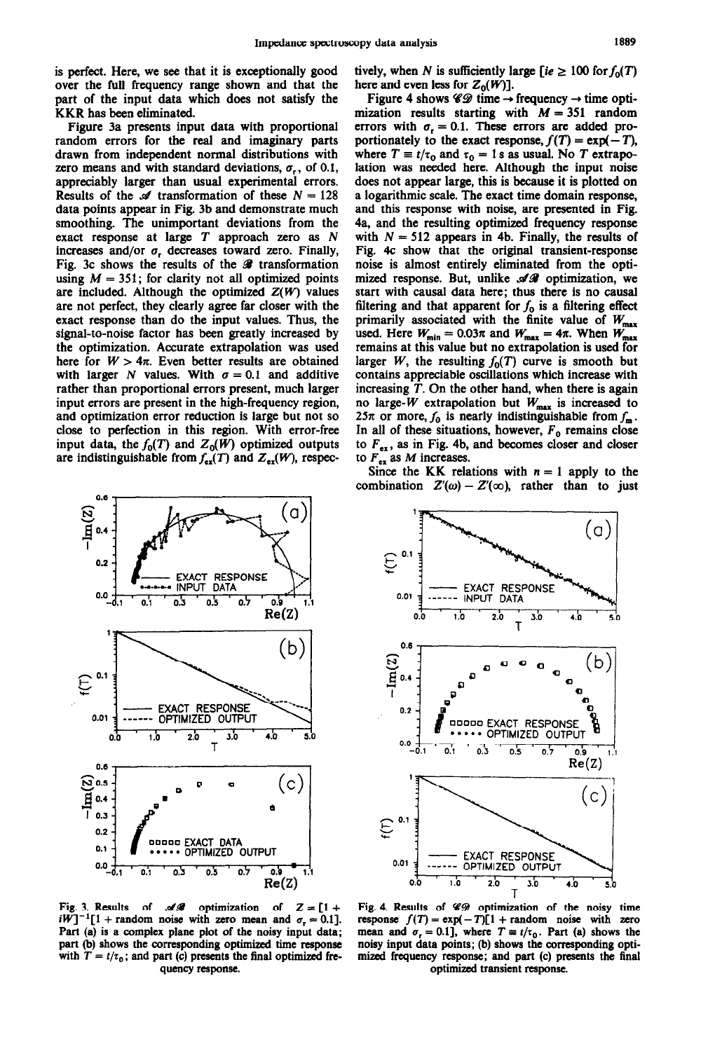is perfect. Here, we see that it is exceptionally good over the full frequency range shown and that the part of the input data which does not satisfy the KKR has been eliminated.

Figure 3a presents input data with proportional random errors for the real and imaginary parts drawn from independent normal distributions with zero means and with standard deviations, $\sigma_r$, of 0.1, appreciably larger than usual experimental errors. Results of the $\mathscr{A}$ transformation of these $N = 128$ data points appear in Fig. 3b and demonstrate much smoothing. The unimportant deviations from the exact response at large $T$ approach zero as $N$ increases and/or $\sigma_r$ decreases toward zero. Finally, Fig. 3c shows the results of the $\mathscr{B}$ transformation using $M = 351$; for clarity not all optimized points are included. Although the optimized $Z(W)$ values are not perfect, they clearly agree far closer with the exact response than do the input values. Thus, the signal-to-noise factor has been greatly increased by the optimization. Accurate extrapolation was used here for $W > 4\pi$. Even better results are obtained with larger $N$ values. With $\sigma = 0.1$ and additive rather than proportional errors present, much larger input errors are present in the high-frequency region, and optimization error reduction is large but not so close to perfection in this region. With error-free input data, the $f_0(T)$ and $Z_0(W)$ optimized outputs are indistinguishable from $f_{ex}(T)$ and $Z_{ex}(W)$, respectively, when $N$ is sufficiently large [*ie* $\geq 100$ for $f_0(T)$ here and even less for $Z_0(W)$].

Figure 4 shows $\mathscr{CD}$ time $\rightarrow$ frequency $\rightarrow$ time optimization results starting with $M = 351$ random errors with $\sigma_r = 0.1$. These errors are added proportionately to the exact response, $f(T) = \exp(-T)$, where $T \equiv t/\tau_0$ and $\tau_0 = 1$ s as usual. No $T$ extrapolation was needed here. Although the input noise does not appear large, this is because it is plotted on a logarithmic scale. The exact time domain response, and this response with noise, are presented in Fig. 4a, and the resulting optimized frequency response with $N = 512$ appears in 4b. Finally, the results of Fig. 4c show that the original transient-response noise is almost entirely eliminated from the optimized response. But, unlike $\mathscr{AB}$ optimization, we start with causal data here; thus there is no causal filtering and that apparent for $f_0$ is a filtering effect primarily associated with the finite value of $W_{max}$ used. Here $W_{min} = 0.03\pi$ and $W_{max} = 4\pi$. When $W_{max}$ remains at this value but no extrapolation is used for larger $W$, the resulting $f_0(T)$ curve is smooth but contains appreciable oscillations which increase with increasing $T$. On the other hand, when there is again no large-$W$ extrapolation but $W_{max}$ is increased to $25\pi$ or more, $f_0$ is nearly indistinguishable from $f_m$. In all of these situations, however, $F_0$ remains close to $F_{ex}$, as in Fig. 4b, and becomes closer and closer to $F_{ex}$ as $M$ increases.

Since the KK relations with $n = 1$ apply to the combination $Z'(\omega) - Z'(\infty)$, rather than to just

Fig. 3. Results of $\mathscr{AB}$ optimization of $Z = [1 + iW]^{-1}[1 + \text{random noise with zero mean and } \sigma_r = 0.1]$. Part (a) is a complex plane plot of the noisy input data; part (b) shows the corresponding optimized time response with $T = t/\tau_0$; and part (c) presents the final optimized frequency response.

Fig. 4. Results of $\mathscr{CD}$ optimization of the noisy time response $f(T) = \exp(-T)[1 + \text{random noise with zero mean and } \sigma_r = 0.1]$, where $T \equiv t/\tau_0$. Part (a) shows the noisy input data points; (b) shows the corresponding optimized frequency response; and part (c) presents the final optimized transient response.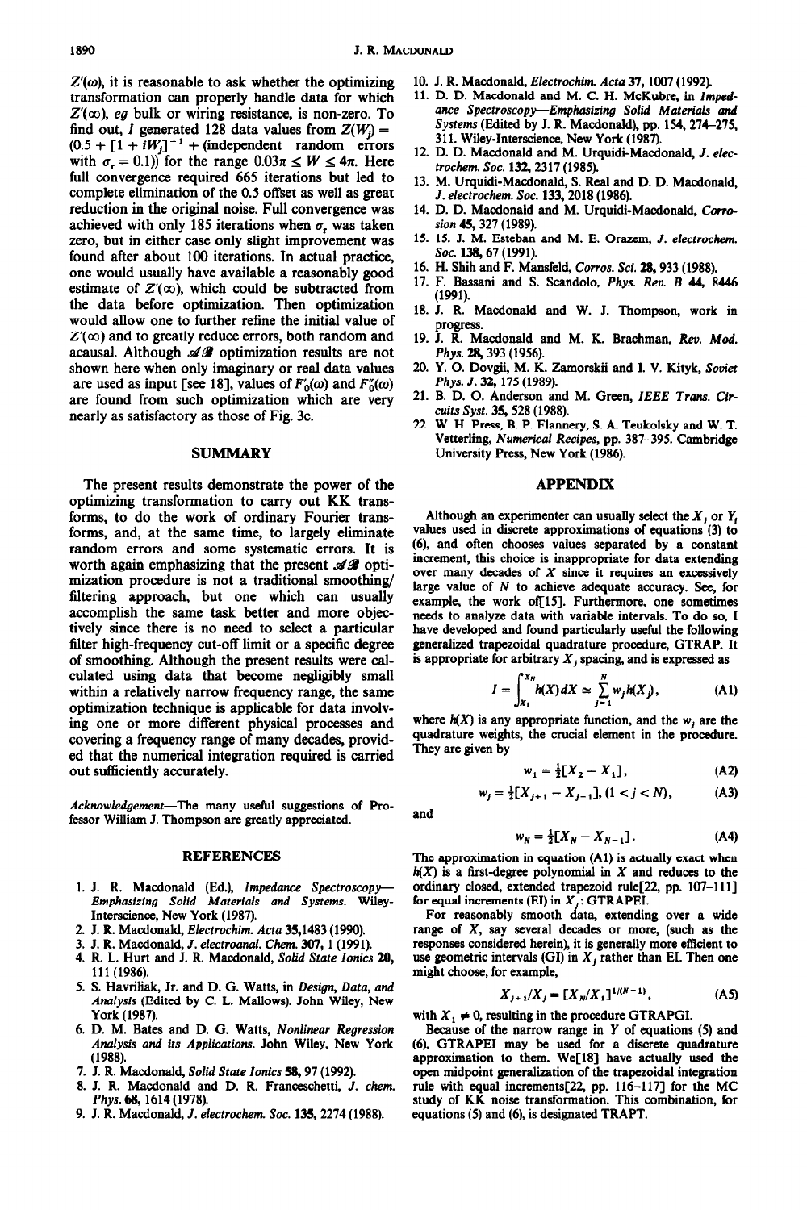$Z'(\omega)$, it is reasonable to ask whether the optimizing transformation can properly handle data for which $Z'(\infty)$, *eg* bulk or wiring resistance, is non-zero. To find out, I generated 128 data values from $Z(W_j) = (0.5 + [1 + iW_j]^{-1} + \text{(independent random errors with } \sigma_r = 0.1))$ for the range $0.03\pi \leq W \leq 4\pi$. Here full convergence required 665 iterations but led to complete elimination of the 0.5 offset as well as great reduction in the original noise. Full convergence was achieved with only 185 iterations when $\sigma_r$ was taken zero, but in either case only slight improvement was found after about 100 iterations. In actual practice, one would usually have available a reasonably good estimate of $Z'(\infty)$, which could be subtracted from the data before optimization. Then optimization would allow one to further refine the initial value of $Z'(\infty)$ and to greatly reduce errors, both random and acausal. Although $\mathscr{AB}$ optimization results are not shown here when only imaginary or real data values are used as input [see 18], values of $F_0'(\omega)$ and $F_0''(\omega)$ are found from such optimization which are very nearly as satisfactory as those of Fig. 3c.

## SUMMARY

The present results demonstrate the power of the optimizing transformation to carry out KK transforms, to do the work of ordinary Fourier transforms, and, at the same time, to largely eliminate random errors and some systematic errors. It is worth again emphasizing that the present $\mathscr{AB}$ optimization procedure is not a traditional smoothing/filtering approach, but one which can usually accomplish the same task better and more objectively since there is no need to select a particular filter high-frequency cut-off limit or a specific degree of smoothing. Although the present results were calculated using data that become negligibly small within a relatively narrow frequency range, the same optimization technique is applicable for data involving one or more different physical processes and covering a frequency range of many decades, provided that the numerical integration required is carried out sufficiently accurately.

*Acknowledgement*—The many useful suggestions of Professor William J. Thompson are greatly appreciated.

## REFERENCES

1. J. R. Macdonald (Ed.), *Impedance Spectroscopy—Emphasizing Solid Materials and Systems*. Wiley-Interscience, New York (1987).
2. J. R. Macdonald, *Electrochim. Acta* **35**,1483 (1990).
3. J. R. Macdonald, *J. electroanal. Chem.* **307**, 1 (1991).
4. R. L. Hurt and J. R. Macdonald, *Solid State Ionics* **20**, 111 (1986).
5. S. Havriliak, Jr. and D. G. Watts, in *Design, Data, and Analysis* (Edited by C. L. Mallows). John Wiley, New York (1987).
6. D. M. Bates and D. G. Watts, *Nonlinear Regression Analysis and its Applications*. John Wiley, New York (1988).
7. J. R. Macdonald, *Solid State Ionics* **58**, 97 (1992).
8. J. R. Macdonald and D. R. Franceschetti, *J. chem. Phys.* **68**, 1614 (1978).
9. J. R. Macdonald, *J. electrochem. Soc.* **135**, 2274 (1988).
10. J. R. Macdonald, *Electrochim. Acta* **37**, 1007 (1992).
11. D. D. Macdonald and M. C. H. McKubre, in *Impedance Spectroscopy—Emphasizing Solid Materials and Systems* (Edited by J. R. Macdonald), pp. 154, 274–275, 311. Wiley-Interscience, New York (1987).
12. D. D. Macdonald and M. Urquidi-Macdonald, *J. electrochem. Soc.* **132**, 2317 (1985).
13. M. Urquidi-Macdonald, S. Real and D. D. Macdonald, *J. electrochem. Soc.* **133**, 2018 (1986).
14. D. D. Macdonald and M. Urquidi-Macdonald, *Corrosion* **45**, 327 (1989).
15. 15. J. M. Esteban and M. E. Orazem, *J. electrochem. Soc.* **138**, 67 (1991).
16. H. Shih and F. Mansfeld, *Corros. Sci.* **28**, 933 (1988).
17. F. Bassani and S. Scandolo, *Phys. Rev. B* **44**, 8446 (1991).
18. J. R. Macdonald and W. J. Thompson, work in progress.
19. J. R. Macdonald and M. K. Brachman, *Rev. Mod. Phys.* **28**, 393 (1956).
20. Y. O. Dovgii, M. K. Zamorskii and I. V. Kityk, *Soviet Phys. J.* **32**, 175 (1989).
21. B. D. O. Anderson and M. Green, *IEEE Trans. Circuits Syst.* **35**, 528 (1988).
22. W. H. Press, B. P. Flannery, S. A. Teukolsky and W. T. Vetterling, *Numerical Recipes*, pp. 387–395. Cambridge University Press, New York (1986).

## APPENDIX

Although an experimenter can usually select the $X_j$ or $Y_j$ values used in discrete approximations of equations (3) to (6), and often chooses values separated by a constant increment, this choice is inappropriate for data extending over many decades of $X$ since it requires an excessively large value of $N$ to achieve adequate accuracy. See, for example, the work of[15]. Furthermore, one sometimes needs to analyze data with variable intervals. To do so, I have developed and found particularly useful the following generalized trapezoidal quadrature procedure, GTRAP. It is appropriate for arbitrary $X_j$ spacing, and is expressed as

$$I = \int_{X_1}^{X_N} h(X)\,dX \simeq \sum_{j=1}^{N} w_j h(X_j), \tag{A1}$$

where $h(X)$ is any appropriate function, and the $w_j$ are the quadrature weights, the crucial element in the procedure. They are given by

$$w_1 = \tfrac{1}{2}[X_2 - X_1], \tag{A2}$$

$$w_j = \tfrac{1}{2}[X_{j+1} - X_{j-1}], \; (1 < j < N), \tag{A3}$$

and

$$w_N = \tfrac{1}{2}[X_N - X_{N-1}]. \tag{A4}$$

The approximation in equation (A1) is actually exact when $h(X)$ is a first-degree polynomial in $X$ and reduces to the ordinary closed, extended trapezoid rule[22, pp. 107–111] for equal increments (EI) in $X_j$: GTRAPEI.

For reasonably smooth data, extending over a wide range of $X$, say several decades or more, (such as the responses considered herein), it is generally more efficient to use geometric intervals (GI) in $X_j$ rather than EI. Then one might choose, for example,

$$X_{j+1}/X_j = [X_N/X_1]^{1/(N-1)}, \tag{A5}$$

with $X_1 \neq 0$, resulting in the procedure GTRAPGI.

Because of the narrow range in $Y$ of equations (5) and (6), GTRAPEI may be used for a discrete quadrature approximation to them. We[18] have actually used the open midpoint generalization of the trapezoidal integration rule with equal increments[22, pp. 116–117] for the MC study of KK noise transformation. This combination, for equations (5) and (6), is designated TRAPT.